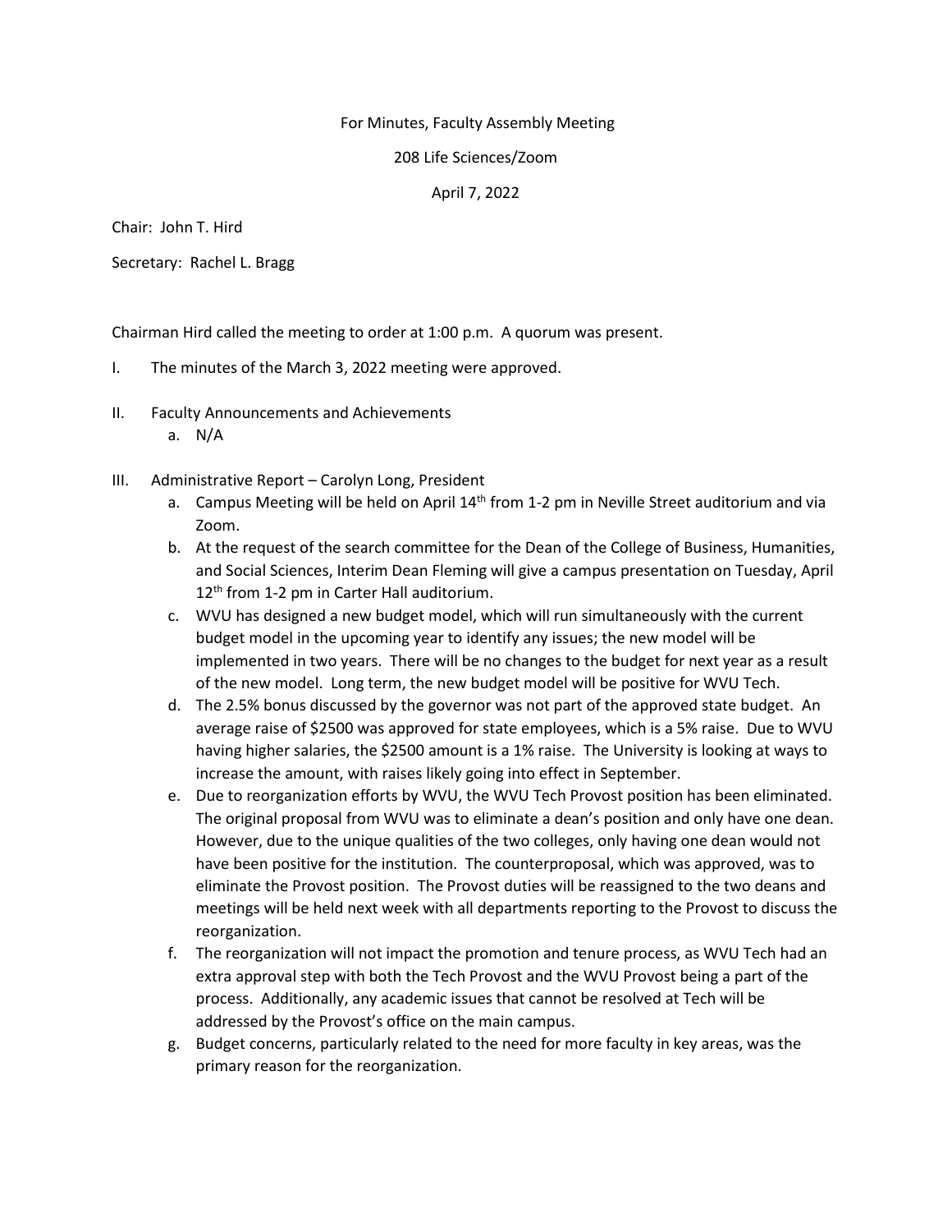For Minutes, Faculty Assembly Meeting

208 Life Sciences/Zoom

April 7, 2022

Chair: John T. Hird

Secretary: Rachel L. Bragg

Chairman Hird called the meeting to order at 1:00 p.m. A quorum was present.

I. The minutes of the March 3, 2022 meeting were approved.

II. Faculty Announcements and Achievements
   a. N/A

III. Administrative Report – Carolyn Long, President
   a. Campus Meeting will be held on April 14th from 1-2 pm in Neville Street auditorium and via Zoom.
   b. At the request of the search committee for the Dean of the College of Business, Humanities, and Social Sciences, Interim Dean Fleming will give a campus presentation on Tuesday, April 12th from 1-2 pm in Carter Hall auditorium.
   c. WVU has designed a new budget model, which will run simultaneously with the current budget model in the upcoming year to identify any issues; the new model will be implemented in two years. There will be no changes to the budget for next year as a result of the new model. Long term, the new budget model will be positive for WVU Tech.
   d. The 2.5% bonus discussed by the governor was not part of the approved state budget. An average raise of $2500 was approved for state employees, which is a 5% raise. Due to WVU having higher salaries, the $2500 amount is a 1% raise. The University is looking at ways to increase the amount, with raises likely going into effect in September.
   e. Due to reorganization efforts by WVU, the WVU Tech Provost position has been eliminated. The original proposal from WVU was to eliminate a dean's position and only have one dean. However, due to the unique qualities of the two colleges, only having one dean would not have been positive for the institution. The counterproposal, which was approved, was to eliminate the Provost position. The Provost duties will be reassigned to the two deans and meetings will be held next week with all departments reporting to the Provost to discuss the reorganization.
   f. The reorganization will not impact the promotion and tenure process, as WVU Tech had an extra approval step with both the Tech Provost and the WVU Provost being a part of the process. Additionally, any academic issues that cannot be resolved at Tech will be addressed by the Provost's office on the main campus.
   g. Budget concerns, particularly related to the need for more faculty in key areas, was the primary reason for the reorganization.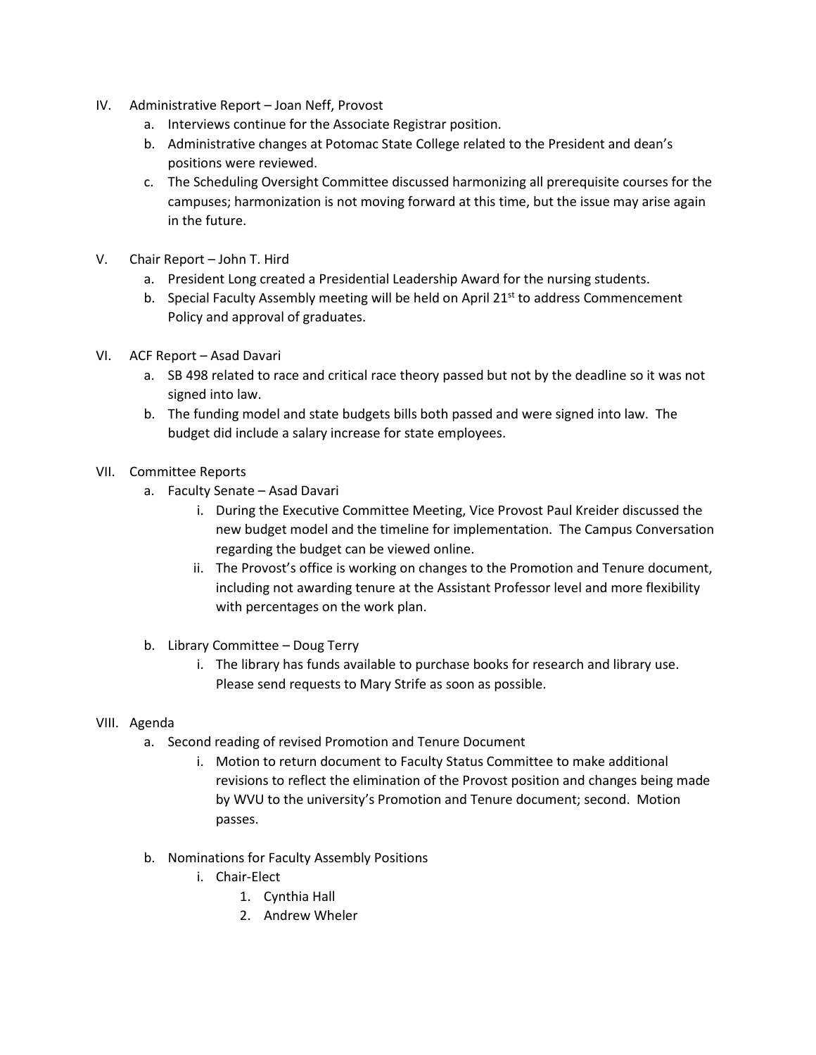IV. Administrative Report – Joan Neff, Provost
   a. Interviews continue for the Associate Registrar position.
   b. Administrative changes at Potomac State College related to the President and dean's positions were reviewed.
   c. The Scheduling Oversight Committee discussed harmonizing all prerequisite courses for the campuses; harmonization is not moving forward at this time, but the issue may arise again in the future.

V. Chair Report – John T. Hird
   a. President Long created a Presidential Leadership Award for the nursing students.
   b. Special Faculty Assembly meeting will be held on April 21st to address Commencement Policy and approval of graduates.

VI. ACF Report – Asad Davari
   a. SB 498 related to race and critical race theory passed but not by the deadline so it was not signed into law.
   b. The funding model and state budgets bills both passed and were signed into law. The budget did include a salary increase for state employees.

VII. Committee Reports
   a. Faculty Senate – Asad Davari
      i. During the Executive Committee Meeting, Vice Provost Paul Kreider discussed the new budget model and the timeline for implementation. The Campus Conversation regarding the budget can be viewed online.
      ii. The Provost's office is working on changes to the Promotion and Tenure document, including not awarding tenure at the Assistant Professor level and more flexibility with percentages on the work plan.

   b. Library Committee – Doug Terry
      i. The library has funds available to purchase books for research and library use. Please send requests to Mary Strife as soon as possible.

VIII. Agenda
   a. Second reading of revised Promotion and Tenure Document
      i. Motion to return document to Faculty Status Committee to make additional revisions to reflect the elimination of the Provost position and changes being made by WVU to the university's Promotion and Tenure document; second. Motion passes.

   b. Nominations for Faculty Assembly Positions
      i. Chair-Elect
         1. Cynthia Hall
         2. Andrew Wheler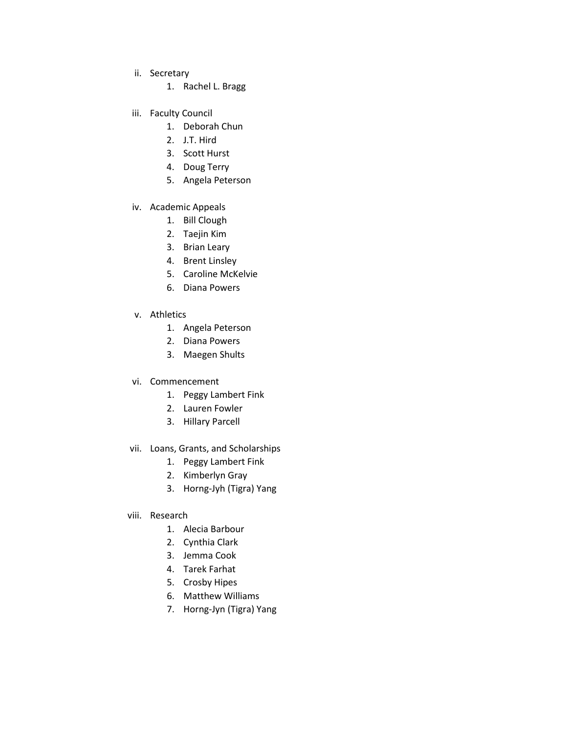ii. Secretary
   1. Rachel L. Bragg

iii. Faculty Council
   1. Deborah Chun
   2. J.T. Hird
   3. Scott Hurst
   4. Doug Terry
   5. Angela Peterson

iv. Academic Appeals
   1. Bill Clough
   2. Taejin Kim
   3. Brian Leary
   4. Brent Linsley
   5. Caroline McKelvie
   6. Diana Powers

v. Athletics
   1. Angela Peterson
   2. Diana Powers
   3. Maegen Shults

vi. Commencement
   1. Peggy Lambert Fink
   2. Lauren Fowler
   3. Hillary Parcell

vii. Loans, Grants, and Scholarships
   1. Peggy Lambert Fink
   2. Kimberlyn Gray
   3. Horng-Jyh (Tigra) Yang

viii. Research
   1. Alecia Barbour
   2. Cynthia Clark
   3. Jemma Cook
   4. Tarek Farhat
   5. Crosby Hipes
   6. Matthew Williams
   7. Horng-Jyn (Tigra) Yang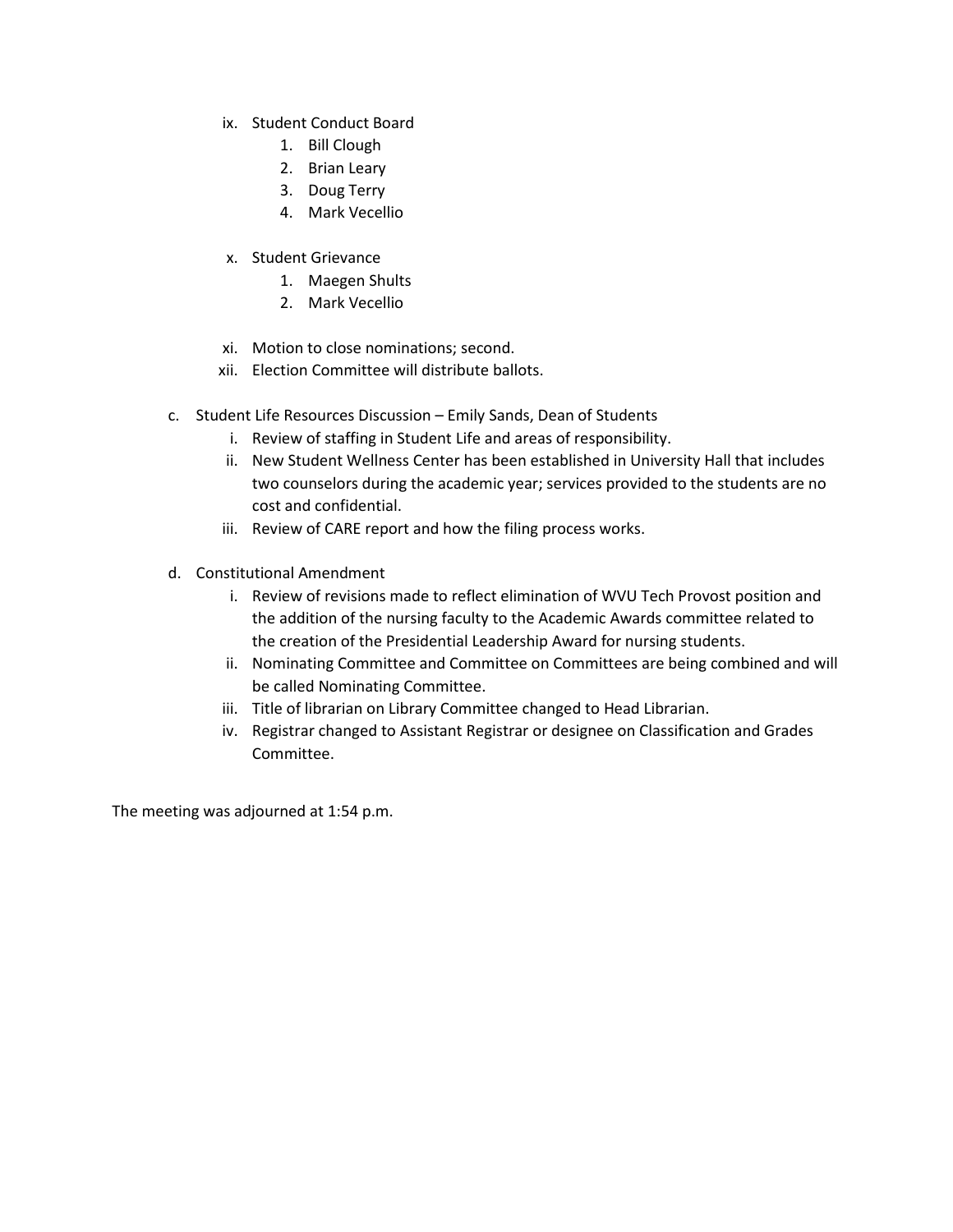ix. Student Conduct Board
    1. Bill Clough
    2. Brian Leary
    3. Doug Terry
    4. Mark Vecellio

x. Student Grievance
    1. Maegen Shults
    2. Mark Vecellio

xi. Motion to close nominations; second.

xii. Election Committee will distribute ballots.

c. Student Life Resources Discussion – Emily Sands, Dean of Students
    i. Review of staffing in Student Life and areas of responsibility.
    ii. New Student Wellness Center has been established in University Hall that includes two counselors during the academic year; services provided to the students are no cost and confidential.
    iii. Review of CARE report and how the filing process works.

d. Constitutional Amendment
    i. Review of revisions made to reflect elimination of WVU Tech Provost position and the addition of the nursing faculty to the Academic Awards committee related to the creation of the Presidential Leadership Award for nursing students.
    ii. Nominating Committee and Committee on Committees are being combined and will be called Nominating Committee.
    iii. Title of librarian on Library Committee changed to Head Librarian.
    iv. Registrar changed to Assistant Registrar or designee on Classification and Grades Committee.

The meeting was adjourned at 1:54 p.m.